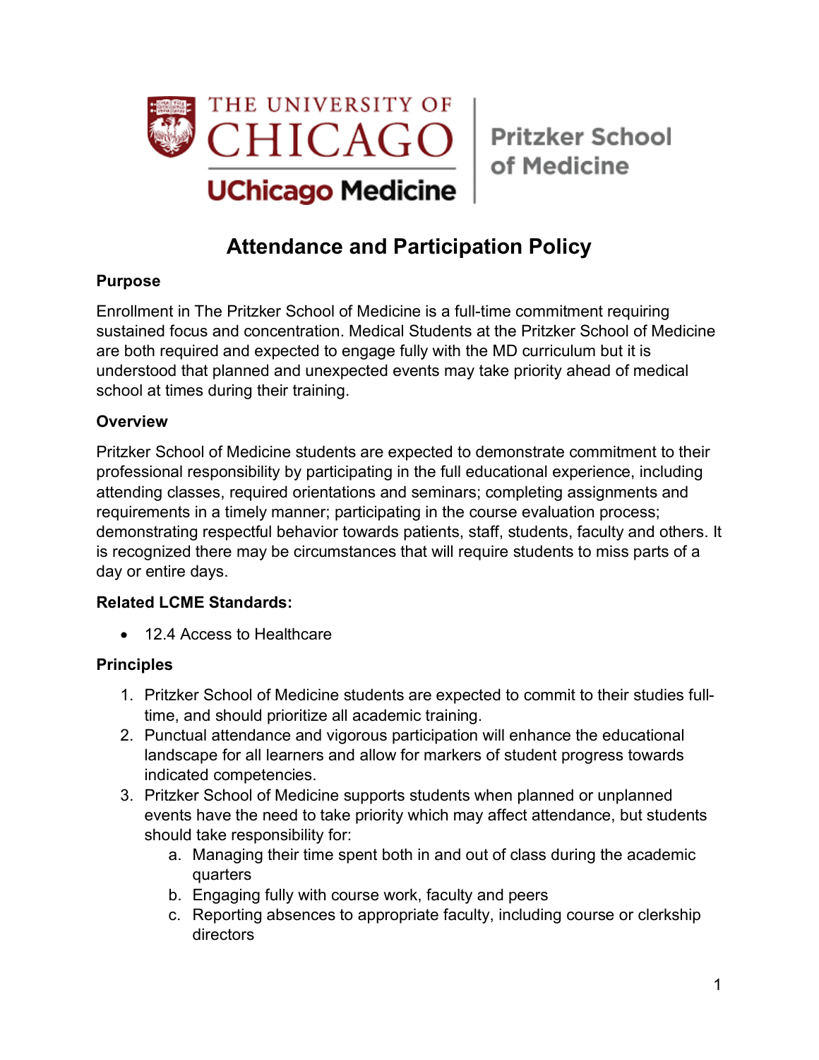# Attendance and Participation Policy

## Purpose

Enrollment in The Pritzker School of Medicine is a full-time commitment requiring sustained focus and concentration. Medical Students at the Pritzker School of Medicine are both required and expected to engage fully with the MD curriculum but it is understood that planned and unexpected events may take priority ahead of medical school at times during their training.

## Overview

Pritzker School of Medicine students are expected to demonstrate commitment to their professional responsibility by participating in the full educational experience, including attending classes, required orientations and seminars; completing assignments and requirements in a timely manner; participating in the course evaluation process; demonstrating respectful behavior towards patients, staff, students, faculty and others. It is recognized there may be circumstances that will require students to miss parts of a day or entire days.

## Related LCME Standards:

- 12.4 Access to Healthcare

## Principles

1. Pritzker School of Medicine students are expected to commit to their studies full-time, and should prioritize all academic training.
2. Punctual attendance and vigorous participation will enhance the educational landscape for all learners and allow for markers of student progress towards indicated competencies.
3. Pritzker School of Medicine supports students when planned or unplanned events have the need to take priority which may affect attendance, but students should take responsibility for:
   a. Managing their time spent both in and out of class during the academic quarters
   b. Engaging fully with course work, faculty and peers
   c. Reporting absences to appropriate faculty, including course or clerkship directors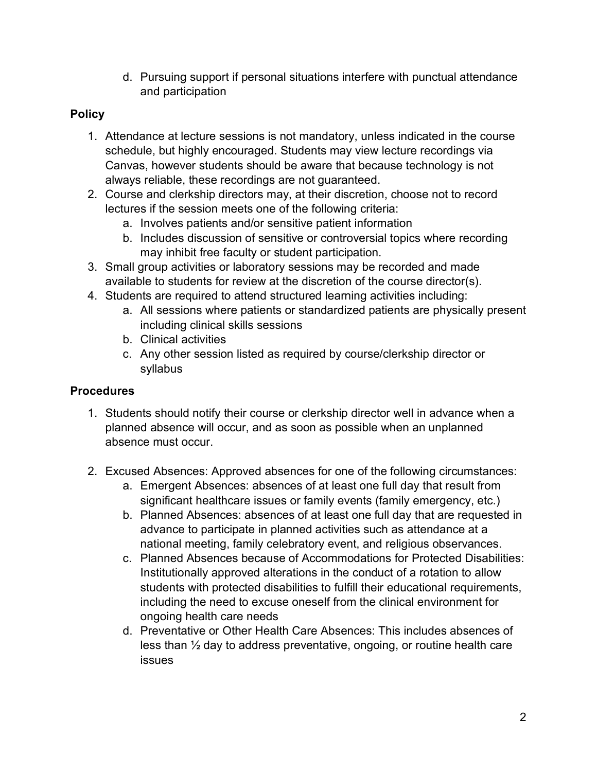d. Pursuing support if personal situations interfere with punctual attendance and participation

**Policy**

1. Attendance at lecture sessions is not mandatory, unless indicated in the course schedule, but highly encouraged. Students may view lecture recordings via Canvas, however students should be aware that because technology is not always reliable, these recordings are not guaranteed.
2. Course and clerkship directors may, at their discretion, choose not to record lectures if the session meets one of the following criteria:
    a. Involves patients and/or sensitive patient information
    b. Includes discussion of sensitive or controversial topics where recording may inhibit free faculty or student participation.
3. Small group activities or laboratory sessions may be recorded and made available to students for review at the discretion of the course director(s).
4. Students are required to attend structured learning activities including:
    a. All sessions where patients or standardized patients are physically present including clinical skills sessions
    b. Clinical activities
    c. Any other session listed as required by course/clerkship director or syllabus

**Procedures**

1. Students should notify their course or clerkship director well in advance when a planned absence will occur, and as soon as possible when an unplanned absence must occur.

2. Excused Absences: Approved absences for one of the following circumstances:
    a. Emergent Absences: absences of at least one full day that result from significant healthcare issues or family events (family emergency, etc.)
    b. Planned Absences: absences of at least one full day that are requested in advance to participate in planned activities such as attendance at a national meeting, family celebratory event, and religious observances.
    c. Planned Absences because of Accommodations for Protected Disabilities: Institutionally approved alterations in the conduct of a rotation to allow students with protected disabilities to fulfill their educational requirements, including the need to excuse oneself from the clinical environment for ongoing health care needs
    d. Preventative or Other Health Care Absences: This includes absences of less than ½ day to address preventative, ongoing, or routine health care issues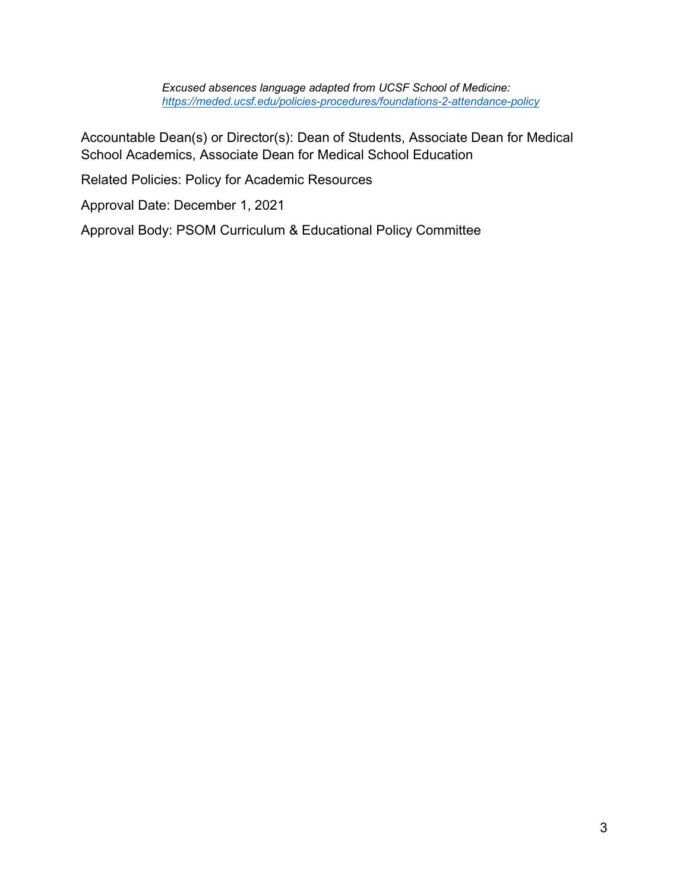*Excused absences language adapted from UCSF School of Medicine: https://meded.ucsf.edu/policies-procedures/foundations-2-attendance-policy*

Accountable Dean(s) or Director(s): Dean of Students, Associate Dean for Medical School Academics, Associate Dean for Medical School Education

Related Policies: Policy for Academic Resources

Approval Date: December 1, 2021

Approval Body: PSOM Curriculum & Educational Policy Committee